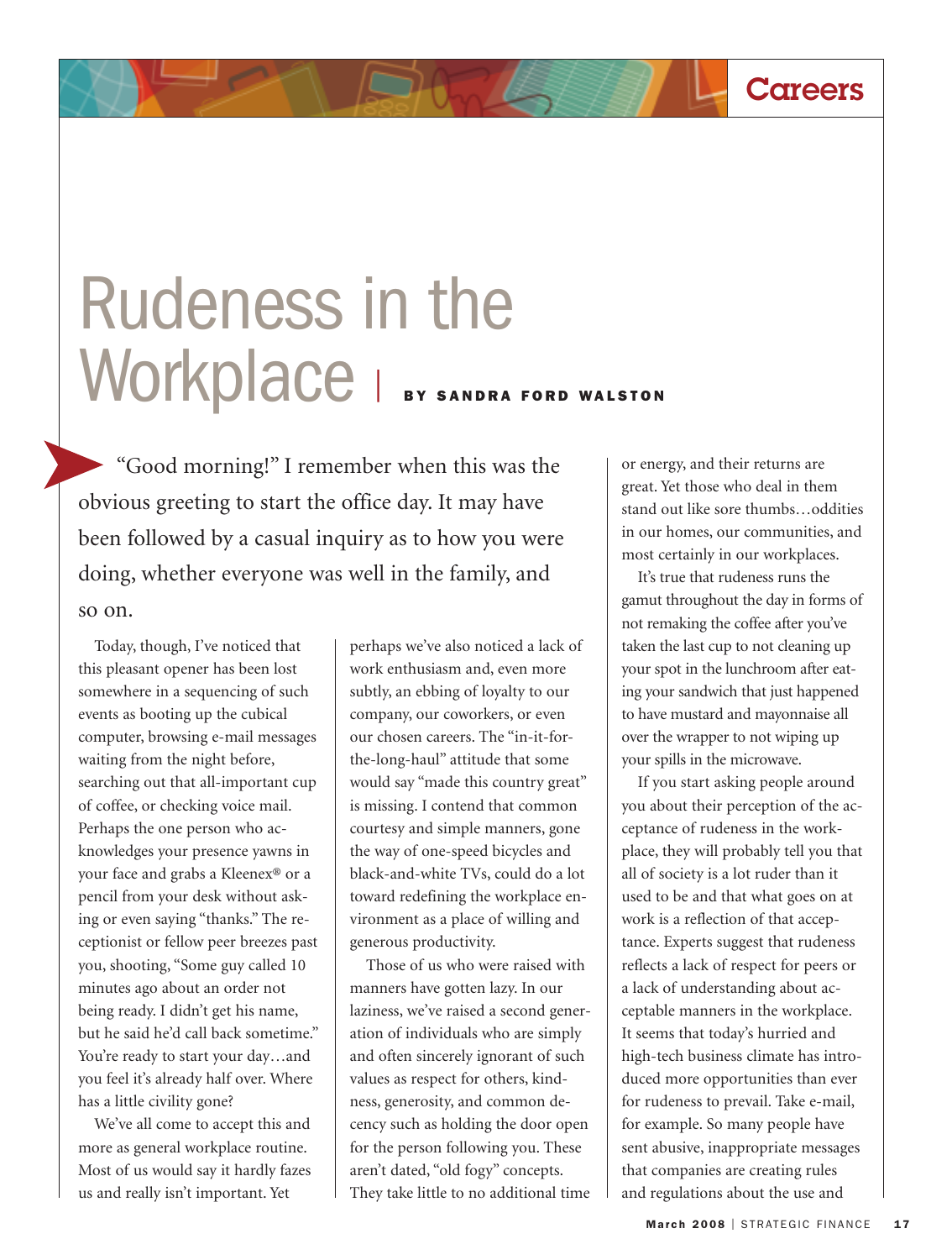# Rudeness in the Workplace

**BY SANDRA FORD WALSTON**

"Good morning!" I remember when this was the obvious greeting to start the office day. It may have been followed by a casual inquiry as to how you were doing, whether everyone was well in the family, and so on.

Today, though, I've noticed that this pleasant opener has been lost somewhere in a sequencing of such events as booting up the cubical computer, browsing e-mail messages waiting from the night before, searching out that all-important cup of coffee, or checking voice mail. Perhaps the one person who acknowledges your presence yawns in your face and grabs a Kleenex® or a pencil from your desk without asking or even saying "thanks." The receptionist or fellow peer breezes past you, shooting, "Some guy called 10 minutes ago about an order not being ready. I didn't get his name, but he said he'd call back sometime." You're ready to start your day…and you feel it's already half over. Where has a little civility gone?

We've all come to accept this and more as general workplace routine. Most of us would say it hardly fazes us and really isn't important. Yet perhaps we've also noticed a lack of work enthusiasm and, even more subtly, an ebbing of loyalty to our company, our coworkers, or even our chosen careers. The "in-it-for-the-long-haul" attitude that some would say "made this country great" is missing. I contend that common courtesy and simple manners, gone the way of one-speed bicycles and black-and-white TVs, could do a lot toward redefining the workplace environment as a place of willing and generous productivity.

Those of us who were raised with manners have gotten lazy. In our laziness, we've raised a second generation of individuals who are simply and often sincerely ignorant of such values as respect for others, kindness, generosity, and common decency such as holding the door open for the person following you. These aren't dated, "old fogy" concepts. They take little to no additional time or energy, and their returns are great. Yet those who deal in them stand out like sore thumbs…oddities in our homes, our communities, and most certainly in our workplaces.

It's true that rudeness runs the gamut throughout the day in forms of not remaking the coffee after you've taken the last cup to not cleaning up your spot in the lunchroom after eating your sandwich that just happened to have mustard and mayonnaise all over the wrapper to not wiping up your spills in the microwave.

If you start asking people around you about their perception of the acceptance of rudeness in the workplace, they will probably tell you that all of society is a lot ruder than it used to be and that what goes on at work is a reflection of that acceptance. Experts suggest that rudeness reflects a lack of respect for peers or a lack of understanding about acceptable manners in the workplace. It seems that today's hurried and high-tech business climate has introduced more opportunities than ever for rudeness to prevail. Take e-mail, for example. So many people have sent abusive, inappropriate messages that companies are creating rules and regulations about the use and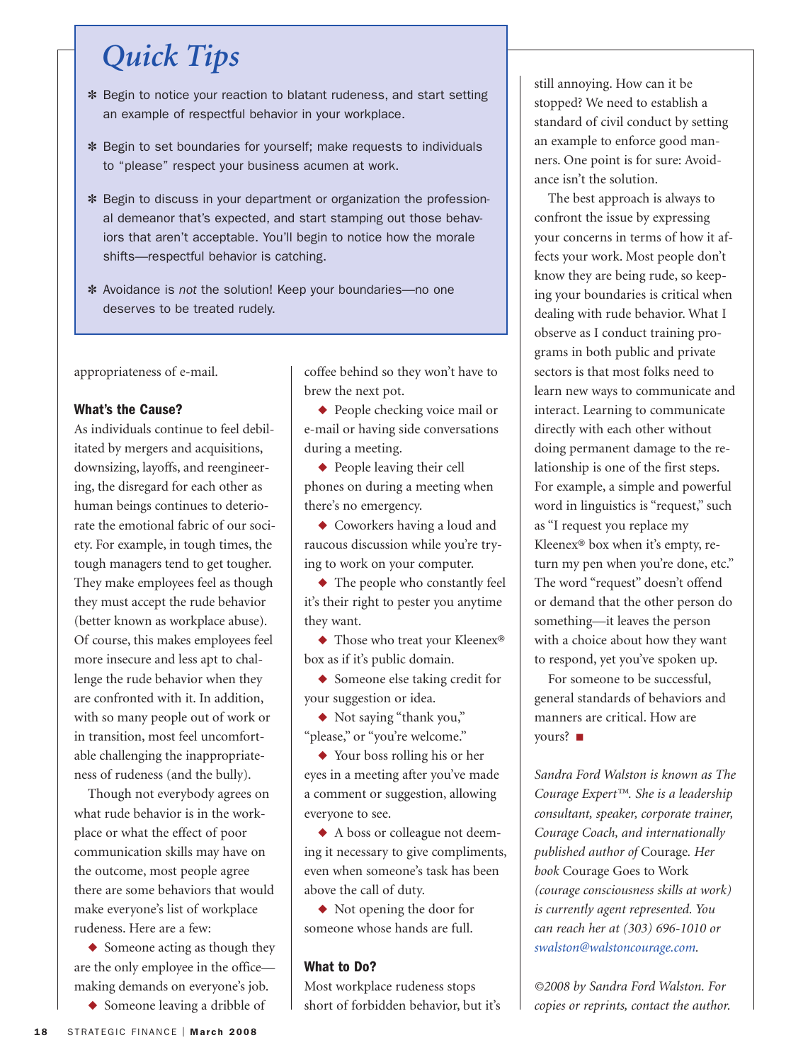## Quick Tips

- ✻ Begin to notice your reaction to blatant rudeness, and start setting an example of respectful behavior in your workplace.
- ✻ Begin to set boundaries for yourself; make requests to individuals to "please" respect your business acumen at work.
- ✻ Begin to discuss in your department or organization the professional demeanor that's expected, and start stamping out those behaviors that aren't acceptable. You'll begin to notice how the morale shifts—respectful behavior is catching.
- ✻ Avoidance is *not* the solution! Keep your boundaries—no one deserves to be treated rudely.

appropriateness of e-mail.

### What's the Cause?

As individuals continue to feel debilitated by mergers and acquisitions, downsizing, layoffs, and reengineering, the disregard for each other as human beings continues to deteriorate the emotional fabric of our society. For example, in tough times, the tough managers tend to get tougher. They make employees feel as though they must accept the rude behavior (better known as workplace abuse). Of course, this makes employees feel more insecure and less apt to challenge the rude behavior when they are confronted with it. In addition, with so many people out of work or in transition, most feel uncomfortable challenging the inappropriateness of rudeness (and the bully).

Though not everybody agrees on what rude behavior is in the workplace or what the effect of poor communication skills may have on the outcome, most people agree there are some behaviors that would make everyone's list of workplace rudeness. Here are a few:

- Someone acting as though they are the only employee in the office—making demands on everyone's job.
- Someone leaving a dribble of coffee behind so they won't have to brew the next pot.
- People checking voice mail or e-mail or having side conversations during a meeting.
- People leaving their cell phones on during a meeting when there's no emergency.
- Coworkers having a loud and raucous discussion while you're trying to work on your computer.
- The people who constantly feel it's their right to pester you anytime they want.
- Those who treat your Kleenex® box as if it's public domain.
- Someone else taking credit for your suggestion or idea.
- Not saying "thank you," "please," or "you're welcome."
- Your boss rolling his or her eyes in a meeting after you've made a comment or suggestion, allowing everyone to see.
- A boss or colleague not deeming it necessary to give compliments, even when someone's task has been above the call of duty.
- Not opening the door for someone whose hands are full.

### What to Do?

Most workplace rudeness stops short of forbidden behavior, but it's still annoying. How can it be stopped? We need to establish a standard of civil conduct by setting an example to enforce good manners. One point is for sure: Avoidance isn't the solution.

The best approach is always to confront the issue by expressing your concerns in terms of how it affects your work. Most people don't know they are being rude, so keeping your boundaries is critical when dealing with rude behavior. What I observe as I conduct training programs in both public and private sectors is that most folks need to learn new ways to communicate and interact. Learning to communicate directly with each other without doing permanent damage to the relationship is one of the first steps. For example, a simple and powerful word in linguistics is "request," such as "I request you replace my Kleenex® box when it's empty, return my pen when you're done, etc." The word "request" doesn't offend or demand that the other person do something—it leaves the person with a choice about how they want to respond, yet you've spoken up.

For someone to be successful, general standards of behaviors and manners are critical. How are yours? ■

*Sandra Ford Walston is known as The Courage Expert™. She is a leadership consultant, speaker, corporate trainer, Courage Coach, and internationally published author of* Courage. *Her book* Courage Goes to Work *(courage consciousness skills at work) is currently agent represented. You can reach her at (303) 696-1010 or swalston@walstoncourage.com.*

*©2008 by Sandra Ford Walston. For copies or reprints, contact the author.*